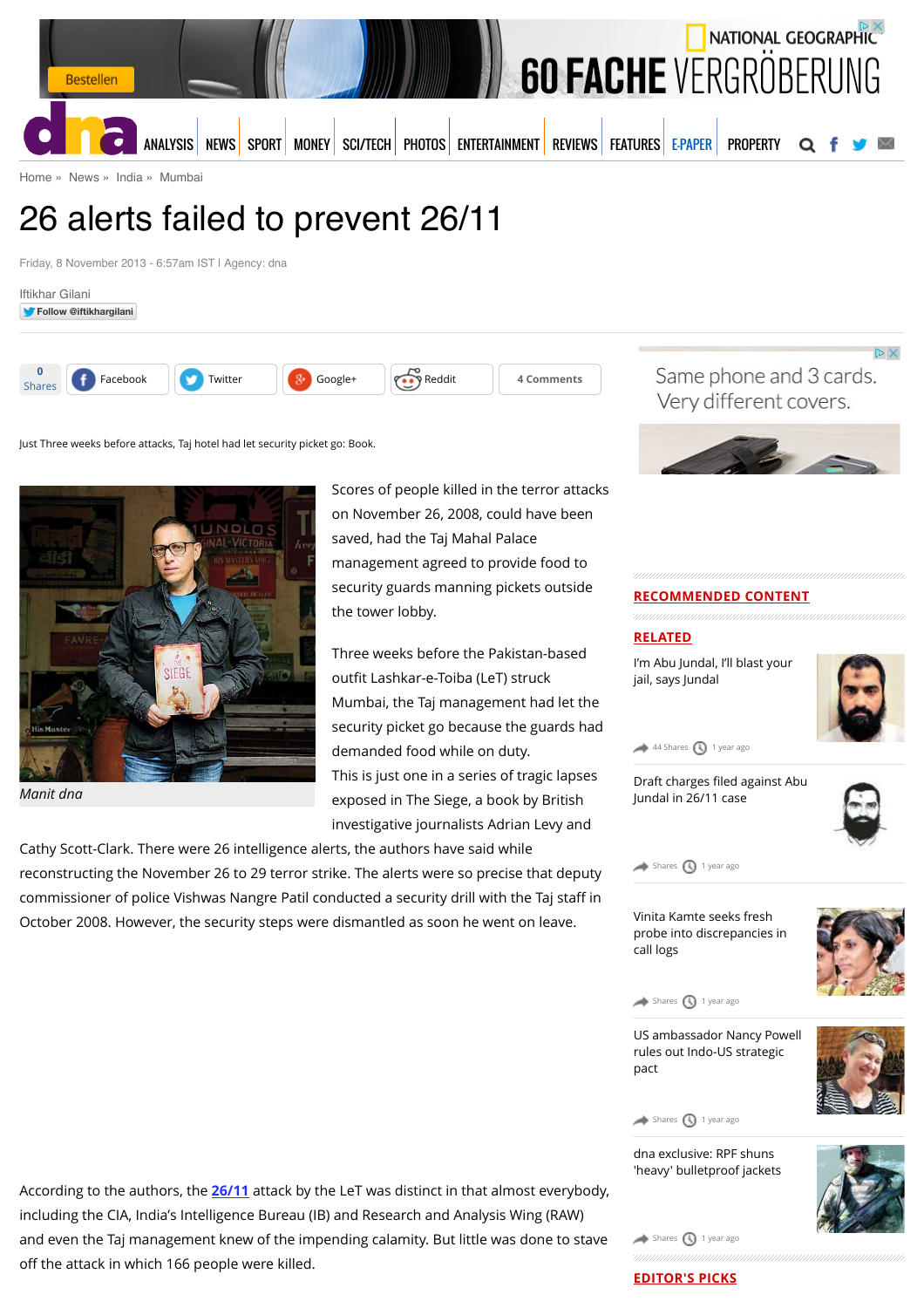Home » News » India » Mumbai

# 26 alerts failed to prevent 26/11

Friday, 8 November 2013 - 6:57am IST | Agency: dna

Iftikhar Gilani

Just Three weeks before attacks, Taj hotel had let security picket go: Book.

Manit dna

Scores of people killed in the terror attacks on November 26, 2008, could have been saved, had the Taj Mahal Palace management agreed to provide food to security guards manning pickets outside the tower lobby.

Three weeks before the Pakistan-based outfit Lashkar-e-Toiba (LeT) struck Mumbai, the Taj management had let the security picket go because the guards had demanded food while on duty.

This is just one in a series of tragic lapses exposed in The Siege, a book by British investigative journalists Adrian Levy and Cathy Scott-Clark. There were 26 intelligence alerts, the authors have said while reconstructing the November 26 to 29 terror strike. The alerts were so precise that deputy commissioner of police Vishwas Nangre Patil conducted a security drill with the Taj staff in October 2008. However, the security steps were dismantled as soon as he went on leave.

According to the authors, the 26/11 attack by the LeT was distinct in that almost everybody, including the CIA, India's Intelligence Bureau (IB) and Research and Analysis Wing (RAW) and even the Taj management knew of the impending calamity. But little was done to stave off the attack in which 166 people were killed.

## RELATED

- I'm Abu Jundal, I'll blast your jail, says Jundal
- Draft charges filed against Abu Jundal in 26/11 case
- Vinita Kamte seeks fresh probe into discrepancies in call logs
- US ambassador Nancy Powell rules out Indo-US strategic pact
- dna exclusive: RPF shuns 'heavy' bulletproof jackets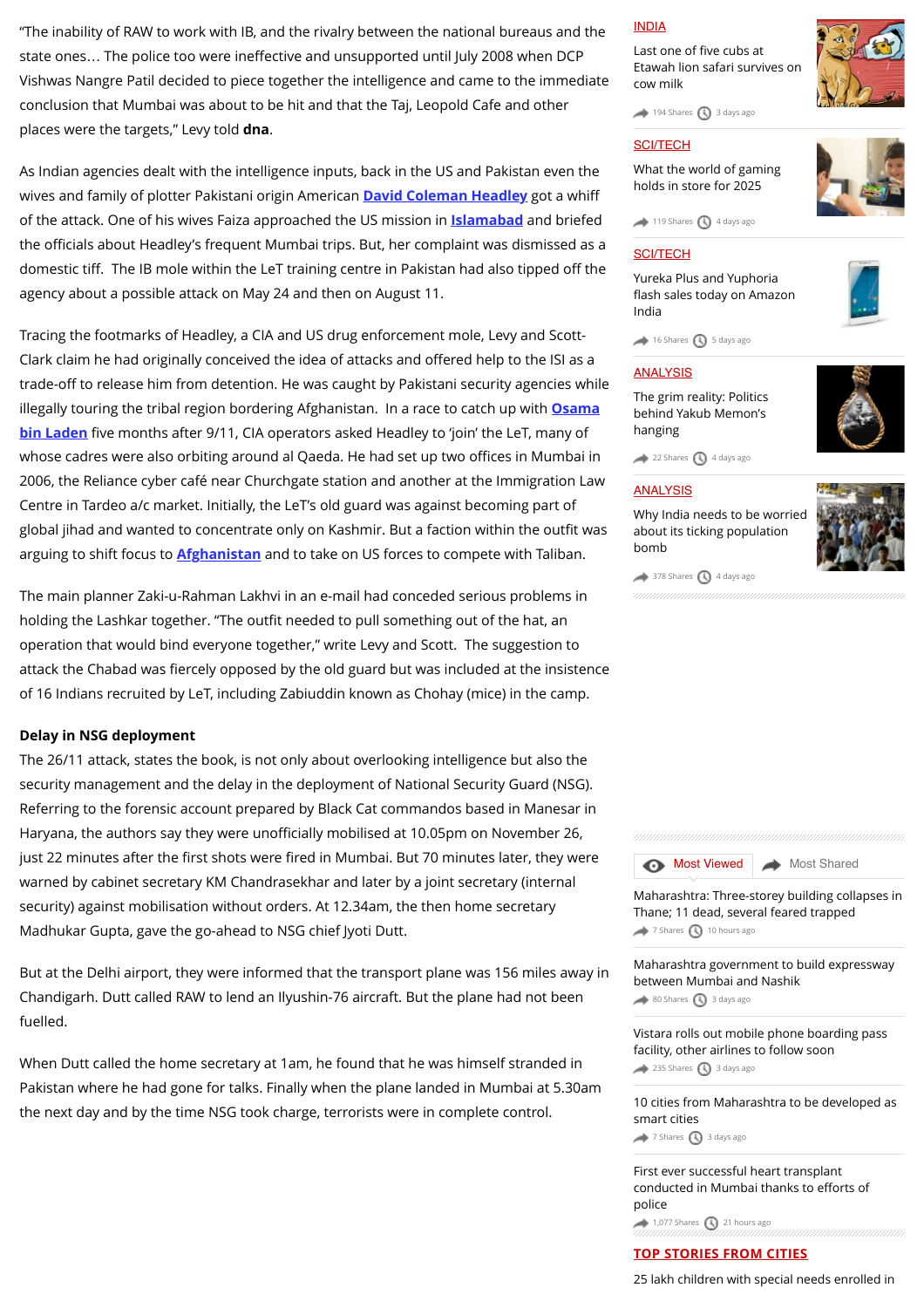"The inability of RAW to work with IB, and the rivalry between the national bureaus and the state ones… The police too were ineffective and unsupported until July 2008 when DCP Vishwas Nangre Patil decided to piece together the intelligence and came to the immediate conclusion that Mumbai was about to be hit and that the Taj, Leopold Cafe and other places were the targets," Levy told **dna**.

As Indian agencies dealt with the intelligence inputs, back in the US and Pakistan even the wives and family of plotter Pakistani origin American **David Coleman Headley** got a whiff of the attack. One of his wives Faiza approached the US mission in **Islamabad** and briefed the officials about Headley's frequent Mumbai trips. But, her complaint was dismissed as a domestic tiff. The IB mole within the LeT training centre in Pakistan had also tipped off the agency about a possible attack on May 24 and then on August 11.

Tracing the footmarks of Headley, a CIA and US drug enforcement mole, Levy and Scott-Clark claim he had originally conceived the idea of attacks and offered help to the ISI as a trade-off to release him from detention. He was caught by Pakistani security agencies while illegally touring the tribal region bordering Afghanistan. In a race to catch up with **Osama bin Laden** five months after 9/11, CIA operators asked Headley to 'join' the LeT, many of whose cadres were also orbiting around al Qaeda. He had set up two offices in Mumbai in 2006, the Reliance cyber café near Churchgate station and another at the Immigration Law Centre in Tardeo a/c market. Initially, the LeT's old guard was against becoming part of global jihad and wanted to concentrate only on Kashmir. But a faction within the outfit was arguing to shift focus to **Afghanistan** and to take on US forces to compete with Taliban.

The main planner Zaki-u-Rahman Lakhvi in an e-mail had conceded serious problems in holding the Lashkar together. "The outfit needed to pull something out of the hat, an operation that would bind everyone together," write Levy and Scott. The suggestion to attack the Chabad was fiercely opposed by the old guard but was included at the insistence of 16 Indians recruited by LeT, including Zabiuddin known as Chohay (mice) in the camp.

**Delay in NSG deployment**

The 26/11 attack, states the book, is not only about overlooking intelligence but also the security management and the delay in the deployment of National Security Guard (NSG). Referring to the forensic account prepared by Black Cat commandos based in Manesar in Haryana, the authors say they were unofficially mobilised at 10.05pm on November 26, just 22 minutes after the first shots were fired in Mumbai. But 70 minutes later, they were warned by cabinet secretary KM Chandrasekhar and later by a joint secretary (internal security) against mobilisation without orders. At 12.34am, the then home secretary Madhukar Gupta, gave the go-ahead to NSG chief Jyoti Dutt.

But at the Delhi airport, they were informed that the transport plane was 156 miles away in Chandigarh. Dutt called RAW to lend an Ilyushin-76 aircraft. But the plane had not been fuelled.

When Dutt called the home secretary at 1am, he found that he was himself stranded in Pakistan where he had gone for talks. Finally when the plane landed in Mumbai at 5.30am the next day and by the time NSG took charge, terrorists were in complete control.

INDIA
Last one of five cubs at Etawah lion safari survives on cow milk
194 Shares 3 days ago

SCI/TECH
What the world of gaming holds in store for 2025
119 Shares 4 days ago

SCI/TECH
Yureka Plus and Yuphoria flash sales today on Amazon India
16 Shares 5 days ago

ANALYSIS
The grim reality: Politics behind Yakub Memon's hanging
22 Shares 4 days ago

ANALYSIS
Why India needs to be worried about its ticking population bomb
378 Shares 4 days ago

Most Viewed | Most Shared

Maharashtra: Three-storey building collapses in Thane; 11 dead, several feared trapped
7 Shares 10 hours ago

Maharashtra government to build expressway between Mumbai and Nashik
80 Shares 3 days ago

Vistara rolls out mobile phone boarding pass facility, other airlines to follow soon
235 Shares 3 days ago

10 cities from Maharashtra to be developed as smart cities
7 Shares 3 days ago

First ever successful heart transplant conducted in Mumbai thanks to efforts of police
1,077 Shares 21 hours ago

**TOP STORIES FROM CITIES**

25 lakh children with special needs enrolled in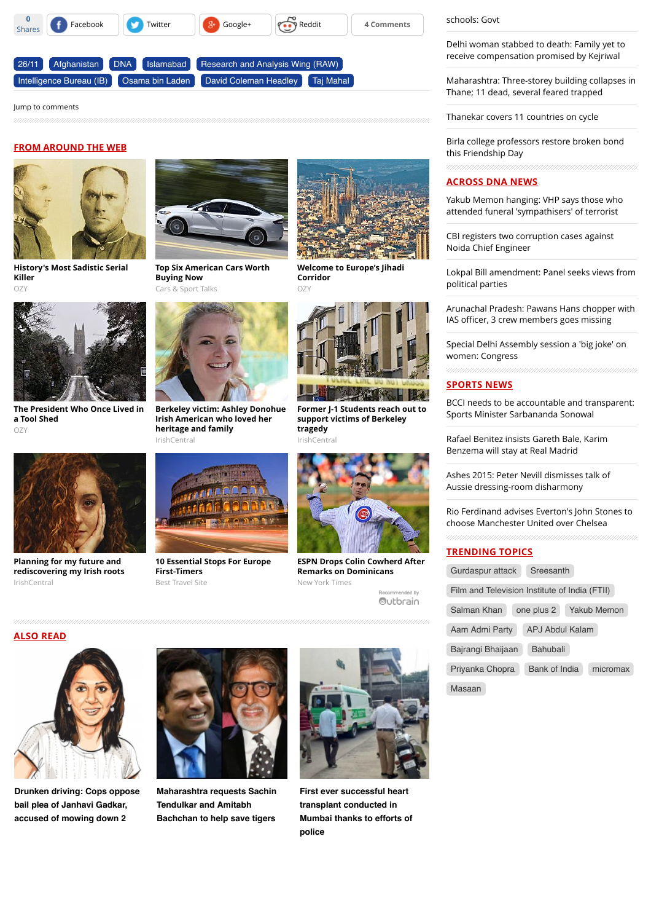0 Shares | Facebook | Twitter | Google+ | Reddit | 4 Comments

26/11 | Afghanistan | DNA | Islamabad | Research and Analysis Wing (RAW) | Intelligence Bureau (IB) | Osama bin Laden | David Coleman Headley | Taj Mahal

Jump to comments

## FROM AROUND THE WEB

**History's Most Sadistic Serial Killer**
OZY

**Top Six American Cars Worth Buying Now**
Cars & Sport Talks

**Welcome to Europe's Jihadi Corridor**
OZY

**The President Who Once Lived in a Tool Shed**
OZY

**Berkeley victim: Ashley Donohue Irish American who loved her heritage and family**
IrishCentral

**Former J-1 Students reach out to support victims of Berkeley tragedy**
IrishCentral

**Planning for my future and rediscovering my Irish roots**
IrishCentral

**10 Essential Stops For Europe First-Timers**
Best Travel Site

**ESPN Drops Colin Cowherd After Remarks on Dominicans**
New York Times

Recommended by Outbrain

## ALSO READ

**Drunken driving: Cops oppose bail plea of Janhavi Gadkar, accused of mowing down 2**

**Maharashtra requests Sachin Tendulkar and Amitabh Bachchan to help save tigers**

**First ever successful heart transplant conducted in Mumbai thanks to efforts of police**

schools: Govt

Delhi woman stabbed to death: Family yet to receive compensation promised by Kejriwal

Maharashtra: Three-storey building collapses in Thane; 11 dead, several feared trapped

Thanekar covers 11 countries on cycle

Birla college professors restore broken bond this Friendship Day

## ACROSS DNA NEWS

Yakub Memon hanging: VHP says those who attended funeral 'sympathisers' of terrorist

CBI registers two corruption cases against Noida Chief Engineer

Lokpal Bill amendment: Panel seeks views from political parties

Arunachal Pradesh: Pawans Hans chopper with IAS officer, 3 crew members goes missing

Special Delhi Assembly session a 'big joke' on women: Congress

## SPORTS NEWS

BCCI needs to be accountable and transparent: Sports Minister Sarbananda Sonowal

Rafael Benitez insists Gareth Bale, Karim Benzema will stay at Real Madrid

Ashes 2015: Peter Nevill dismisses talk of Aussie dressing-room disharmony

Rio Ferdinand advises Everton's John Stones to choose Manchester United over Chelsea

## TRENDING TOPICS

Gurdaspur attack | Sreesanth | Film and Television Institute of India (FTII) | Salman Khan | one plus 2 | Yakub Memon | Aam Admi Party | APJ Abdul Kalam | Bajrangi Bhaijaan | Bahubali | Priyanka Chopra | Bank of India | micromax | Masaan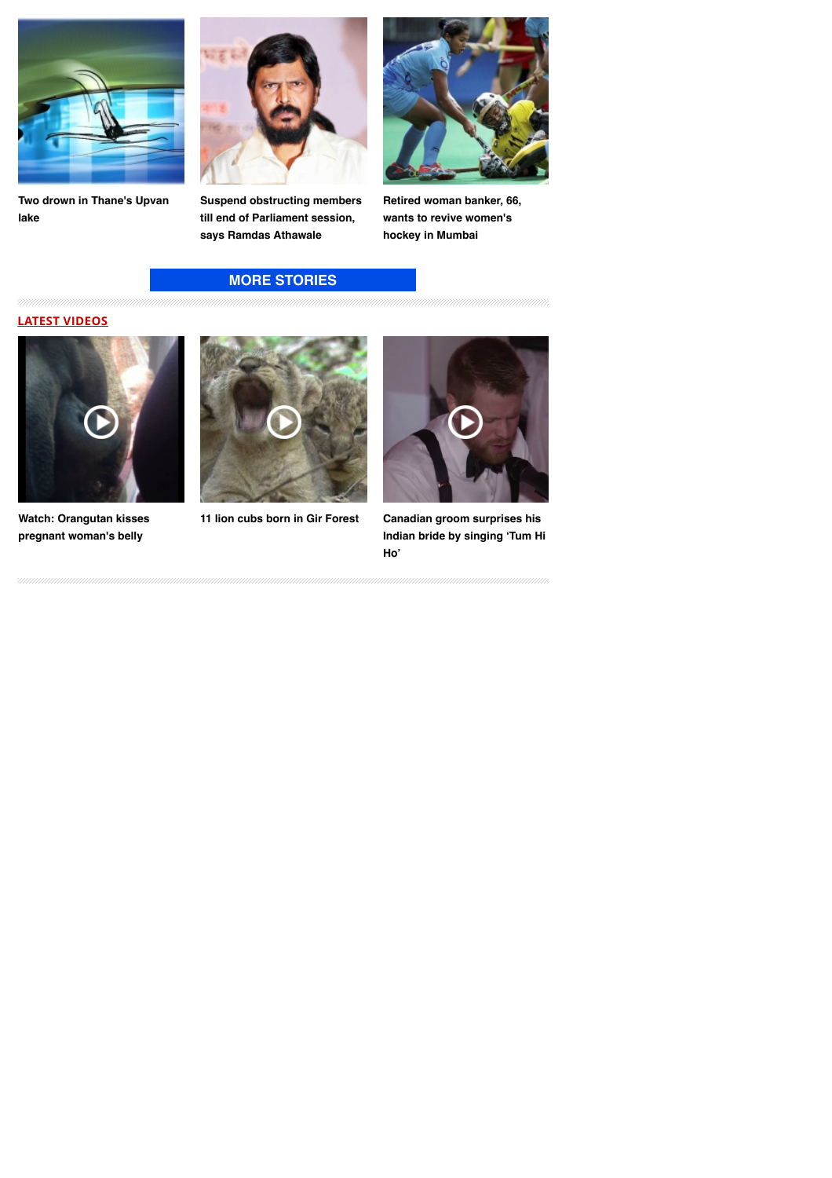Two drown in Thane's Upvan lake

Suspend obstructing members till end of Parliament session, says Ramdas Athawale

Retired woman banker, 66, wants to revive women's hockey in Mumbai

**MORE STORIES**

## LATEST VIDEOS

Watch: Orangutan kisses pregnant woman's belly

11 lion cubs born in Gir Forest

Canadian groom surprises his Indian bride by singing 'Tum Hi Ho'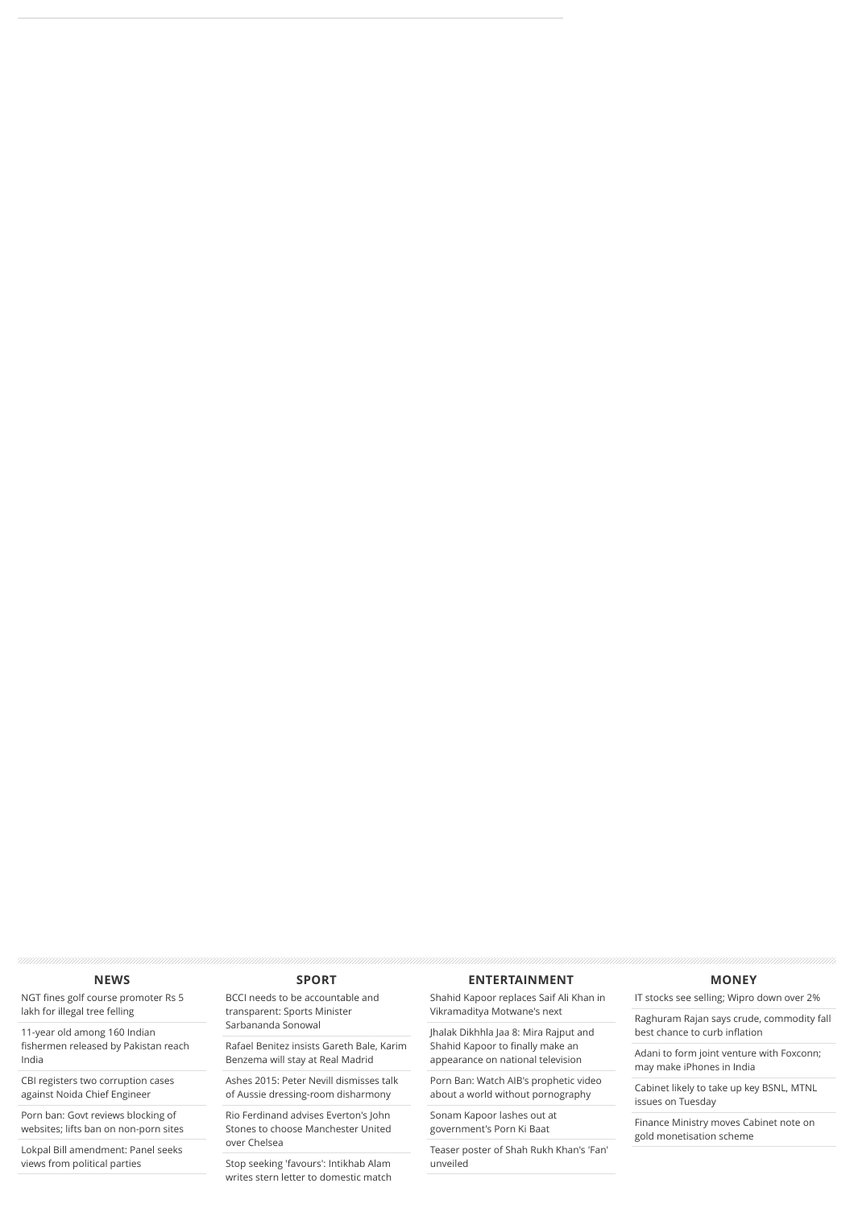## NEWS

- NGT fines golf course promoter Rs 5 lakh for illegal tree felling
- 11-year old among 160 Indian fishermen released by Pakistan reach India
- CBI registers two corruption cases against Noida Chief Engineer
- Porn ban: Govt reviews blocking of websites; lifts ban on non-porn sites
- Lokpal Bill amendment: Panel seeks views from political parties

## SPORT

- BCCI needs to be accountable and transparent: Sports Minister Sarbananda Sonowal
- Rafael Benitez insists Gareth Bale, Karim Benzema will stay at Real Madrid
- Ashes 2015: Peter Nevill dismisses talk of Aussie dressing-room disharmony
- Rio Ferdinand advises Everton's John Stones to choose Manchester United over Chelsea
- Stop seeking 'favours': Intikhab Alam writes stern letter to domestic match

## ENTERTAINMENT

- Shahid Kapoor replaces Saif Ali Khan in Vikramaditya Motwane's next
- Jhalak Dikhhla Jaa 8: Mira Rajput and Shahid Kapoor to finally make an appearance on national television
- Porn Ban: Watch AIB's prophetic video about a world without pornography
- Sonam Kapoor lashes out at government's Porn Ki Baat
- Teaser poster of Shah Rukh Khan's 'Fan' unveiled

## MONEY

- IT stocks see selling; Wipro down over 2%
- Raghuram Rajan says crude, commodity fall best chance to curb inflation
- Adani to form joint venture with Foxconn; may make iPhones in India
- Cabinet likely to take up key BSNL, MTNL issues on Tuesday
- Finance Ministry moves Cabinet note on gold monetisation scheme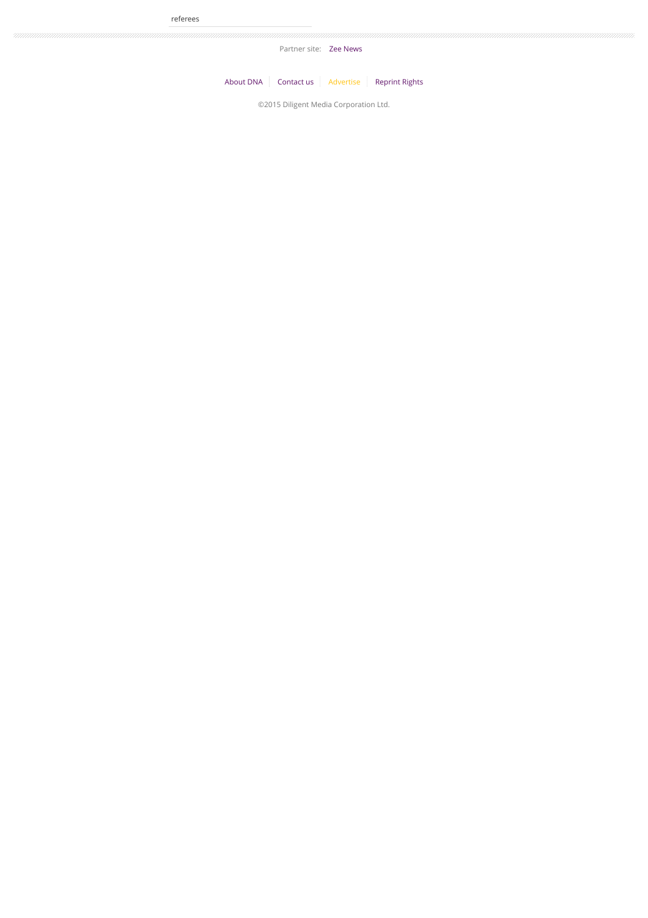referees

Partner site: Zee News

About DNA | Contact us | Advertise | Reprint Rights

©2015 Diligent Media Corporation Ltd.